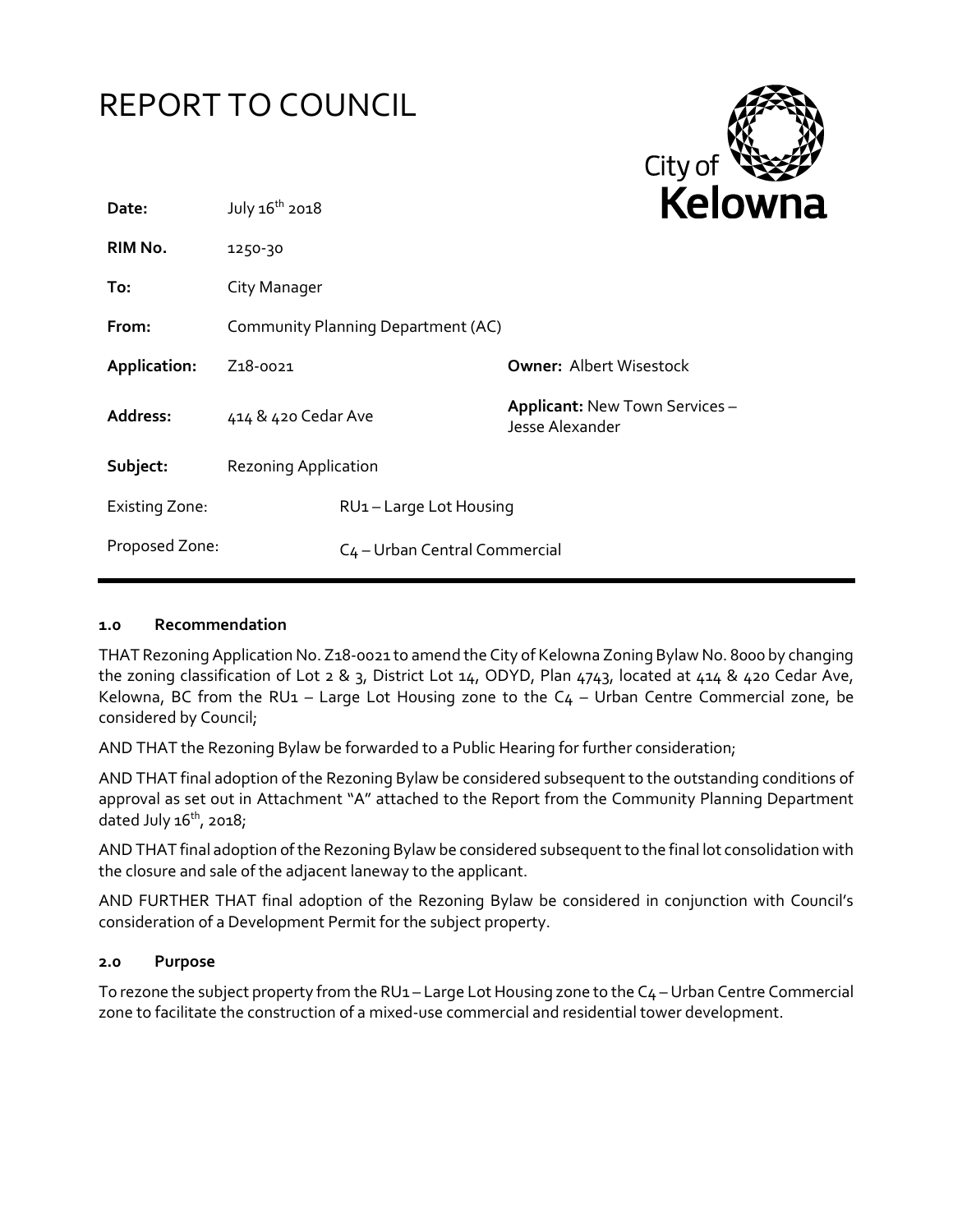# REPORT TO COUNCIL

City of Kelowna

| | | | |
|---|---|---|---|
| **Date:** | July 16th 2018 | | |
| **RIM No.** | 1250-30 | | |
| **To:** | City Manager | | |
| **From:** | Community Planning Department (AC) | | |
| **Application:** | Z18-0021 | **Owner:** Albert Wisestock | |
| **Address:** | 414 & 420 Cedar Ave | **Applicant:** New Town Services – Jesse Alexander | |
| **Subject:** | Rezoning Application | | |
| Existing Zone: | RU1 – Large Lot Housing | | |
| Proposed Zone: | C4 – Urban Central Commercial | | |

## 1.0 Recommendation

THAT Rezoning Application No. Z18-0021 to amend the City of Kelowna Zoning Bylaw No. 8000 by changing the zoning classification of Lot 2 & 3, District Lot 14, ODYD, Plan 4743, located at 414 & 420 Cedar Ave, Kelowna, BC from the RU1 – Large Lot Housing zone to the C4 – Urban Centre Commercial zone, be considered by Council;

AND THAT the Rezoning Bylaw be forwarded to a Public Hearing for further consideration;

AND THAT final adoption of the Rezoning Bylaw be considered subsequent to the outstanding conditions of approval as set out in Attachment "A" attached to the Report from the Community Planning Department dated July 16th, 2018;

AND THAT final adoption of the Rezoning Bylaw be considered subsequent to the final lot consolidation with the closure and sale of the adjacent laneway to the applicant.

AND FURTHER THAT final adoption of the Rezoning Bylaw be considered in conjunction with Council's consideration of a Development Permit for the subject property.

## 2.0 Purpose

To rezone the subject property from the RU1 – Large Lot Housing zone to the C4 – Urban Centre Commercial zone to facilitate the construction of a mixed-use commercial and residential tower development.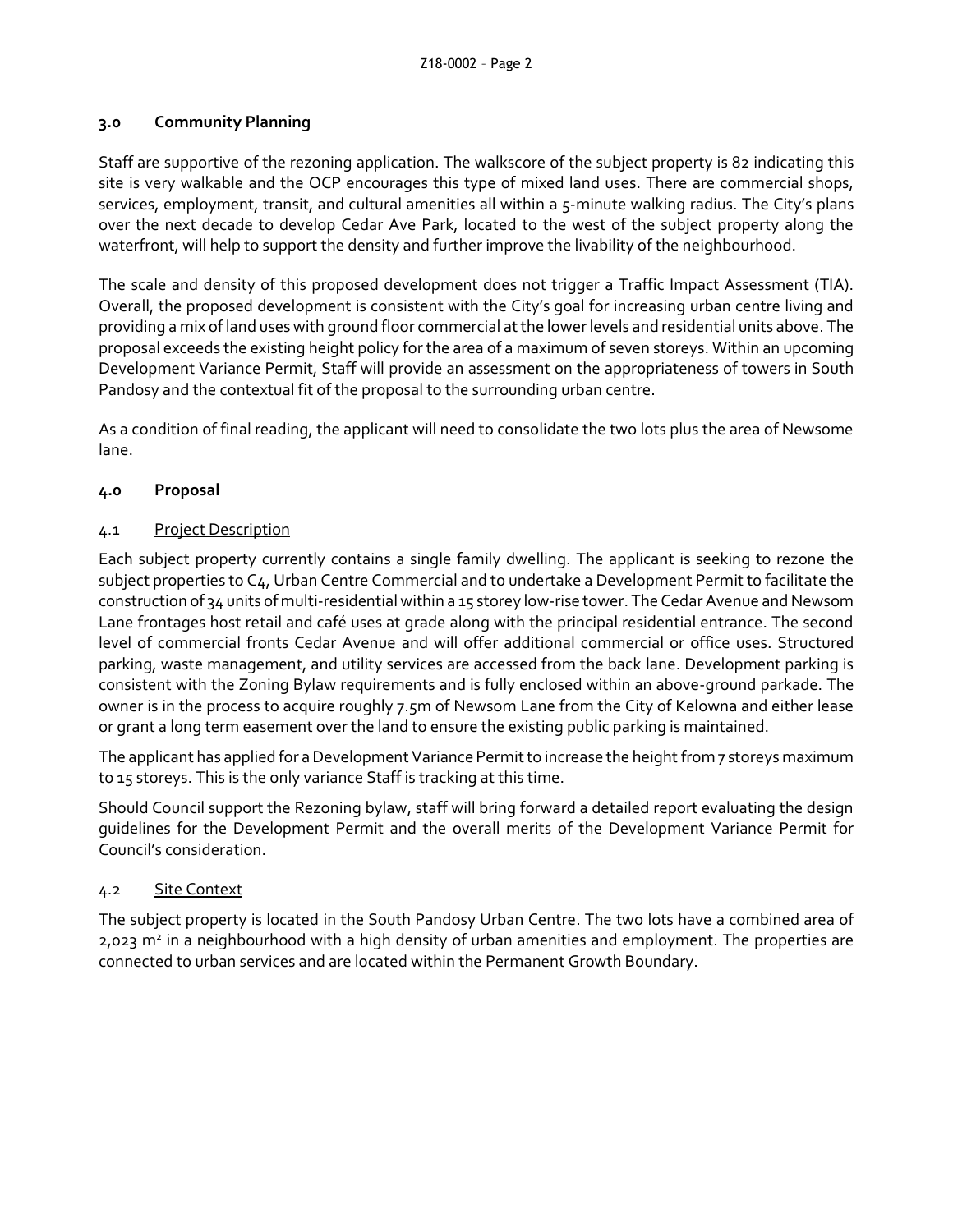### 3.0 Community Planning

Staff are supportive of the rezoning application. The walkscore of the subject property is 82 indicating this site is very walkable and the OCP encourages this type of mixed land uses. There are commercial shops, services, employment, transit, and cultural amenities all within a 5-minute walking radius. The City's plans over the next decade to develop Cedar Ave Park, located to the west of the subject property along the waterfront, will help to support the density and further improve the livability of the neighbourhood.

The scale and density of this proposed development does not trigger a Traffic Impact Assessment (TIA). Overall, the proposed development is consistent with the City's goal for increasing urban centre living and providing a mix of land uses with ground floor commercial at the lower levels and residential units above. The proposal exceeds the existing height policy for the area of a maximum of seven storeys. Within an upcoming Development Variance Permit, Staff will provide an assessment on the appropriateness of towers in South Pandosy and the contextual fit of the proposal to the surrounding urban centre.

As a condition of final reading, the applicant will need to consolidate the two lots plus the area of Newsome lane.

### 4.0 Proposal

#### 4.1 Project Description

Each subject property currently contains a single family dwelling. The applicant is seeking to rezone the subject properties to C4, Urban Centre Commercial and to undertake a Development Permit to facilitate the construction of 34 units of multi-residential within a 15 storey low-rise tower. The Cedar Avenue and Newsom Lane frontages host retail and café uses at grade along with the principal residential entrance. The second level of commercial fronts Cedar Avenue and will offer additional commercial or office uses. Structured parking, waste management, and utility services are accessed from the back lane. Development parking is consistent with the Zoning Bylaw requirements and is fully enclosed within an above-ground parkade. The owner is in the process to acquire roughly 7.5m of Newsom Lane from the City of Kelowna and either lease or grant a long term easement over the land to ensure the existing public parking is maintained.

The applicant has applied for a Development Variance Permit to increase the height from 7 storeys maximum to 15 storeys. This is the only variance Staff is tracking at this time.

Should Council support the Rezoning bylaw, staff will bring forward a detailed report evaluating the design guidelines for the Development Permit and the overall merits of the Development Variance Permit for Council's consideration.

#### 4.2 Site Context

The subject property is located in the South Pandosy Urban Centre. The two lots have a combined area of 2,023 m² in a neighbourhood with a high density of urban amenities and employment. The properties are connected to urban services and are located within the Permanent Growth Boundary.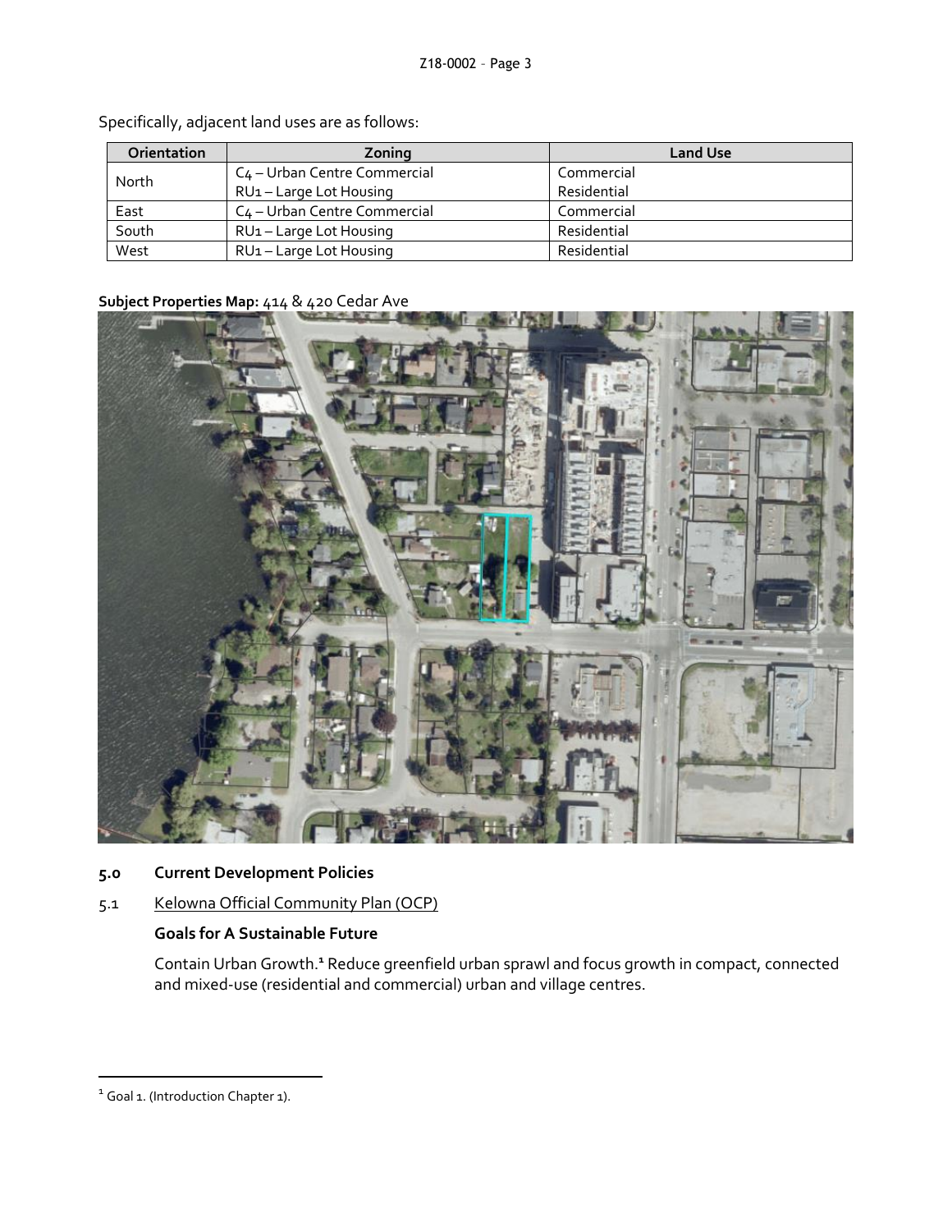Specifically, adjacent land uses are as follows:

| Orientation | Zoning | Land Use |
| --- | --- | --- |
| North | C4 – Urban Centre Commercial<br>RU1 – Large Lot Housing | Commercial<br>Residential |
| East | C4 – Urban Centre Commercial | Commercial |
| South | RU1 – Large Lot Housing | Residential |
| West | RU1 – Large Lot Housing | Residential |

**Subject Properties Map:** 414 & 420 Cedar Ave

## 5.0 Current Development Policies

### 5.1 Kelowna Official Community Plan (OCP)

**Goals for A Sustainable Future**

Contain Urban Growth.[1] Reduce greenfield urban sprawl and focus growth in compact, connected and mixed-use (residential and commercial) urban and village centres.

---

[1] Goal 1. (Introduction Chapter 1).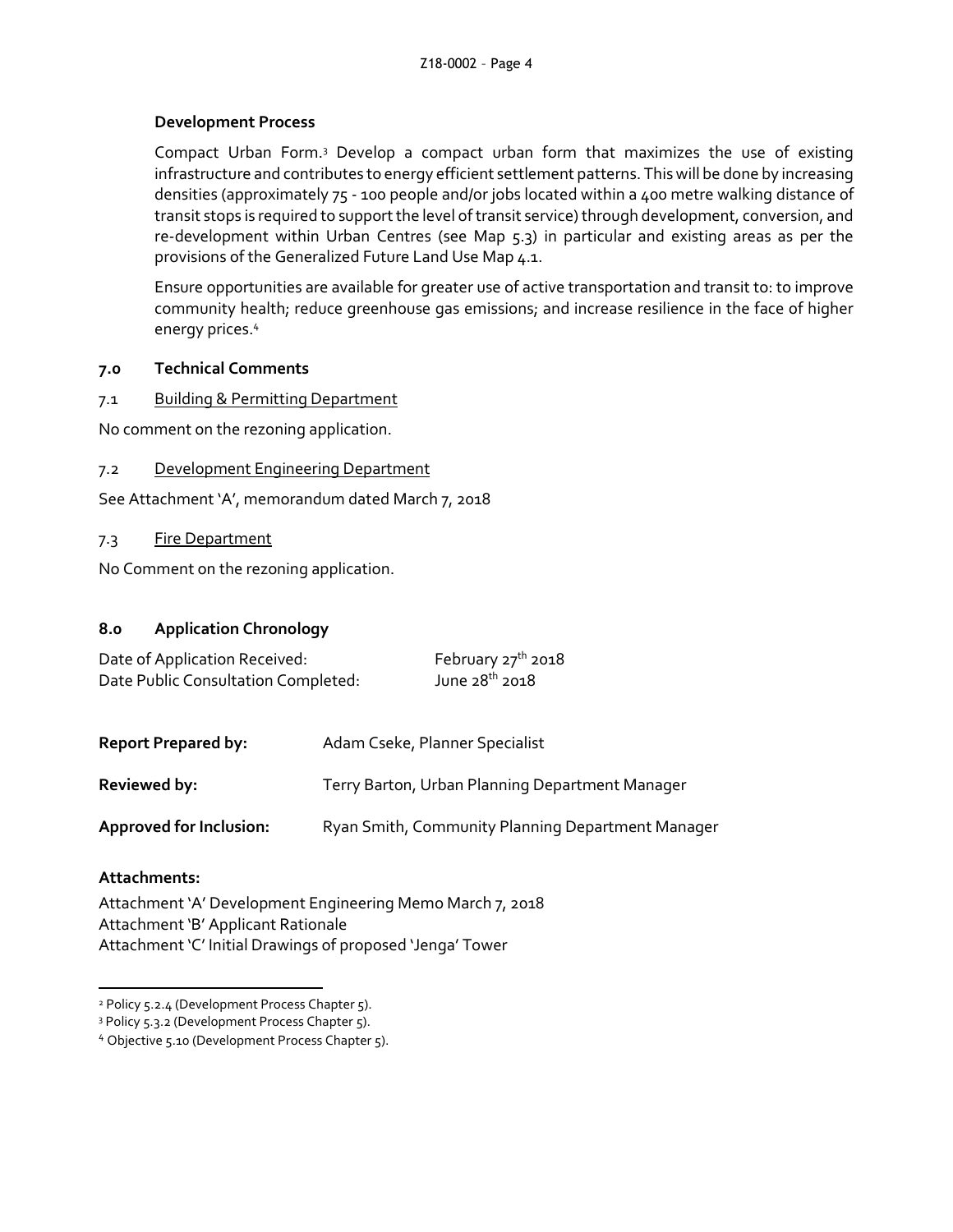**Development Process**

Compact Urban Form.[3] Develop a compact urban form that maximizes the use of existing infrastructure and contributes to energy efficient settlement patterns. This will be done by increasing densities (approximately 75 - 100 people and/or jobs located within a 400 metre walking distance of transit stops is required to support the level of transit service) through development, conversion, and re-development within Urban Centres (see Map 5.3) in particular and existing areas as per the provisions of the Generalized Future Land Use Map 4.1.

Ensure opportunities are available for greater use of active transportation and transit to: to improve community health; reduce greenhouse gas emissions; and increase resilience in the face of higher energy prices.[4]

## 7.0 Technical Comments

### 7.1 Building & Permitting Department

No comment on the rezoning application.

### 7.2 Development Engineering Department

See Attachment 'A', memorandum dated March 7, 2018

### 7.3 Fire Department

No Comment on the rezoning application.

## 8.0 Application Chronology

| | |
|---|---|
| Date of Application Received: | February 27th 2018 |
| Date Public Consultation Completed: | June 28th 2018 |

| | |
|---|---|
| **Report Prepared by:** | Adam Cseke, Planner Specialist |
| **Reviewed by:** | Terry Barton, Urban Planning Department Manager |
| **Approved for Inclusion:** | Ryan Smith, Community Planning Department Manager |

**Attachments:**

Attachment 'A' Development Engineering Memo March 7, 2018
Attachment 'B' Applicant Rationale
Attachment 'C' Initial Drawings of proposed 'Jenga' Tower

---

[2] Policy 5.2.4 (Development Process Chapter 5).
[3] Policy 5.3.2 (Development Process Chapter 5).
[4] Objective 5.10 (Development Process Chapter 5).